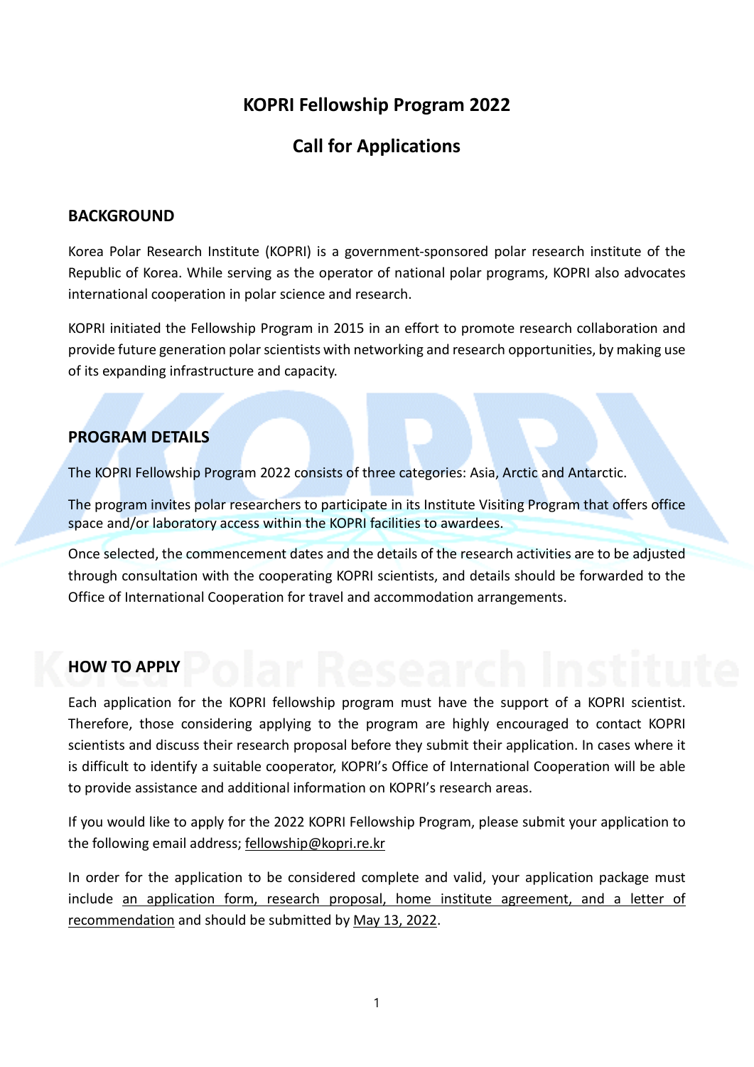# KOPRI Fellowship Program 2022

# Call for Applications

## BACKGROUND

Korea Polar Research Institute (KOPRI) is a government-sponsored polar research institute of the Republic of Korea. While serving as the operator of national polar programs, KOPRI also advocates international cooperation in polar science and research.

KOPRI initiated the Fellowship Program in 2015 in an effort to promote research collaboration and provide future generation polar scientists with networking and research opportunities, by making use of its expanding infrastructure and capacity.

## PROGRAM DETAILS

The KOPRI Fellowship Program 2022 consists of three categories: Asia, Arctic and Antarctic.

The program invites polar researchers to participate in its Institute Visiting Program that offers office space and/or laboratory access within the KOPRI facilities to awardees.

Once selected, the commencement dates and the details of the research activities are to be adjusted through consultation with the cooperating KOPRI scientists, and details should be forwarded to the Office of International Cooperation for travel and accommodation arrangements.

## HOW TO APPLY

Each application for the KOPRI fellowship program must have the support of a KOPRI scientist. Therefore, those considering applying to the program are highly encouraged to contact KOPRI scientists and discuss their research proposal before they submit their application. In cases where it is difficult to identify a suitable cooperator, KOPRI's Office of International Cooperation will be able to provide assistance and additional information on KOPRI's research areas.

If you would like to apply for the 2022 KOPRI Fellowship Program, please submit your application to the following email address; fellowship@kopri.re.kr

In order for the application to be considered complete and valid, your application package must include an application form, research proposal, home institute agreement, and a letter of recommendation and should be submitted by May 13, 2022.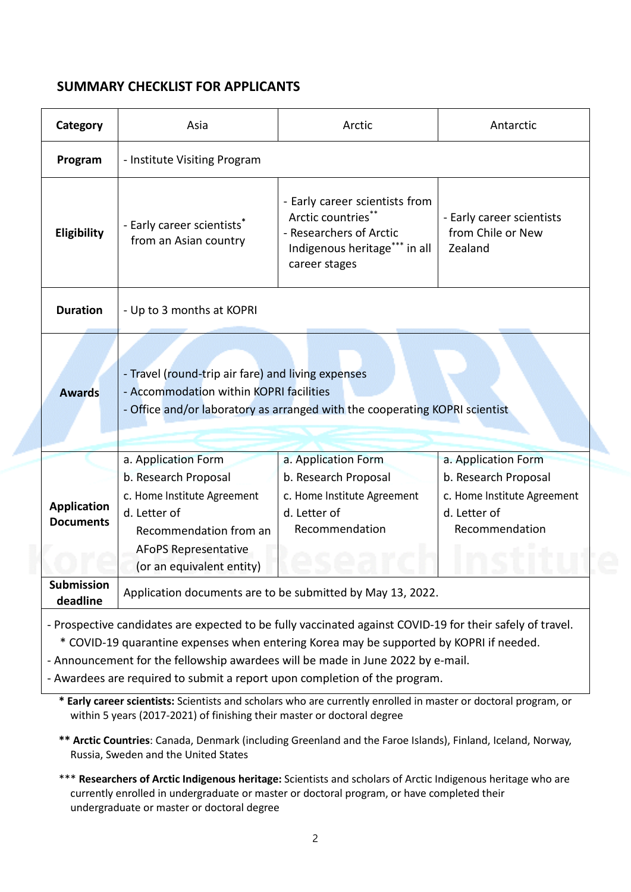## SUMMARY CHECKLIST FOR APPLICANTS

| Category | Asia | Arctic | Antarctic |
|---|---|---|---|
| Program | - Institute Visiting Program | | |
| Eligibility | - Early career scientists* from an Asian country | - Early career scientists from Arctic countries**<br>- Researchers of Arctic Indigenous heritage*** in all career stages | - Early career scientists from Chile or New Zealand |
| Duration | - Up to 3 months at KOPRI | | |
| Awards | - Travel (round-trip air fare) and living expenses<br>- Accommodation within KOPRI facilities<br>- Office and/or laboratory as arranged with the cooperating KOPRI scientist | | |
| Application Documents | a. Application Form<br>b. Research Proposal<br>c. Home Institute Agreement<br>d. Letter of Recommendation from an AFoPS Representative (or an equivalent entity) | a. Application Form<br>b. Research Proposal<br>c. Home Institute Agreement<br>d. Letter of Recommendation | a. Application Form<br>b. Research Proposal<br>c. Home Institute Agreement<br>d. Letter of Recommendation |
| Submission deadline | Application documents are to be submitted by May 13, 2022. | | |

- Prospective candidates are expected to be fully vaccinated against COVID-19 for their safely of travel.
  * COVID-19 quarantine expenses when entering Korea may be supported by KOPRI if needed.
- Announcement for the fellowship awardees will be made in June 2022 by e-mail.
- Awardees are required to submit a report upon completion of the program.

\* **Early career scientists:** Scientists and scholars who are currently enrolled in master or doctoral program, or within 5 years (2017-2021) of finishing their master or doctoral degree

\** **Arctic Countries**: Canada, Denmark (including Greenland and the Faroe Islands), Finland, Iceland, Norway, Russia, Sweden and the United States

\*** **Researchers of Arctic Indigenous heritage:** Scientists and scholars of Arctic Indigenous heritage who are currently enrolled in undergraduate or master or doctoral program, or have completed their undergraduate or master or doctoral degree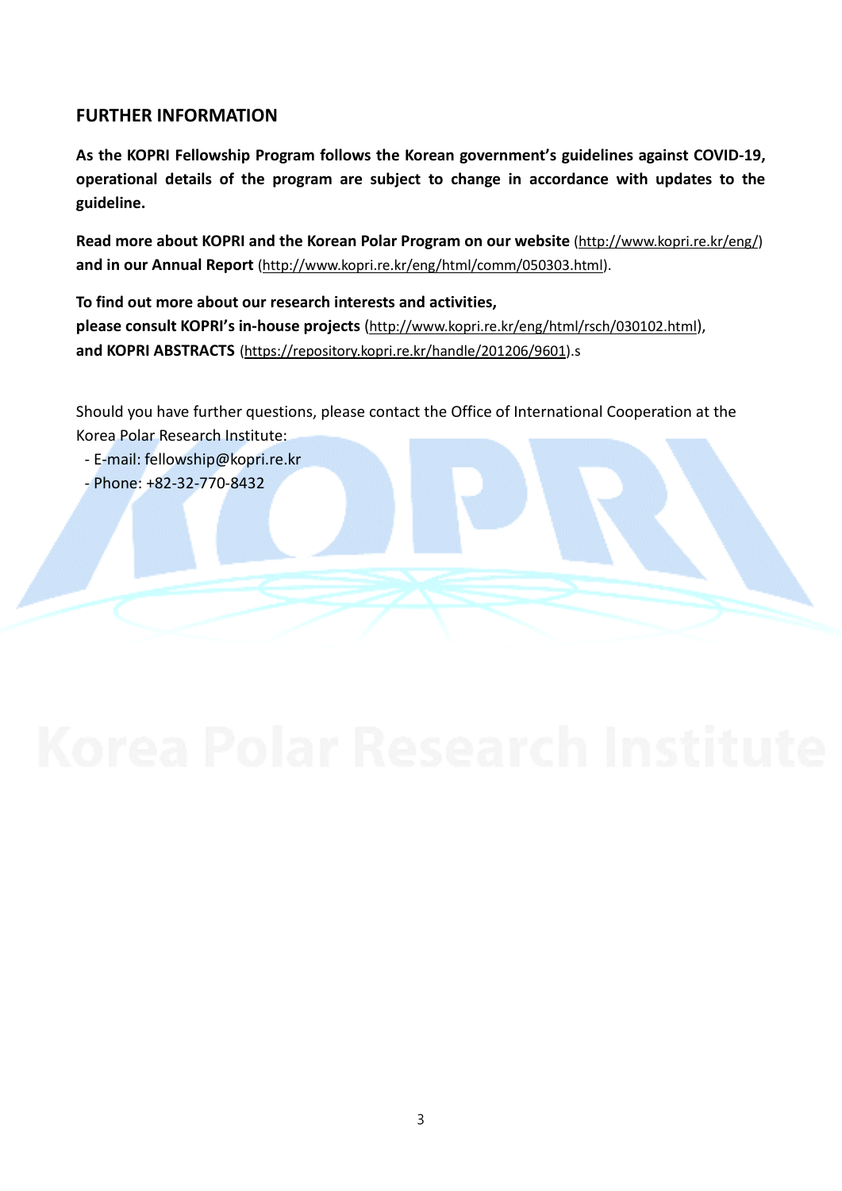## FURTHER INFORMATION

**As the KOPRI Fellowship Program follows the Korean government's guidelines against COVID-19, operational details of the program are subject to change in accordance with updates to the guideline.**

**Read more about KOPRI and the Korean Polar Program on our website** (http://www.kopri.re.kr/eng/) **and in our Annual Report** (http://www.kopri.re.kr/eng/html/comm/050303.html).

**To find out more about our research interests and activities,**
**please consult KOPRI's in-house projects** (http://www.kopri.re.kr/eng/html/rsch/030102.html), **and KOPRI ABSTRACTS** (https://repository.kopri.re.kr/handle/201206/9601).s

Should you have further questions, please contact the Office of International Cooperation at the Korea Polar Research Institute:

- E-mail: fellowship@kopri.re.kr
- Phone: +82-32-770-8432